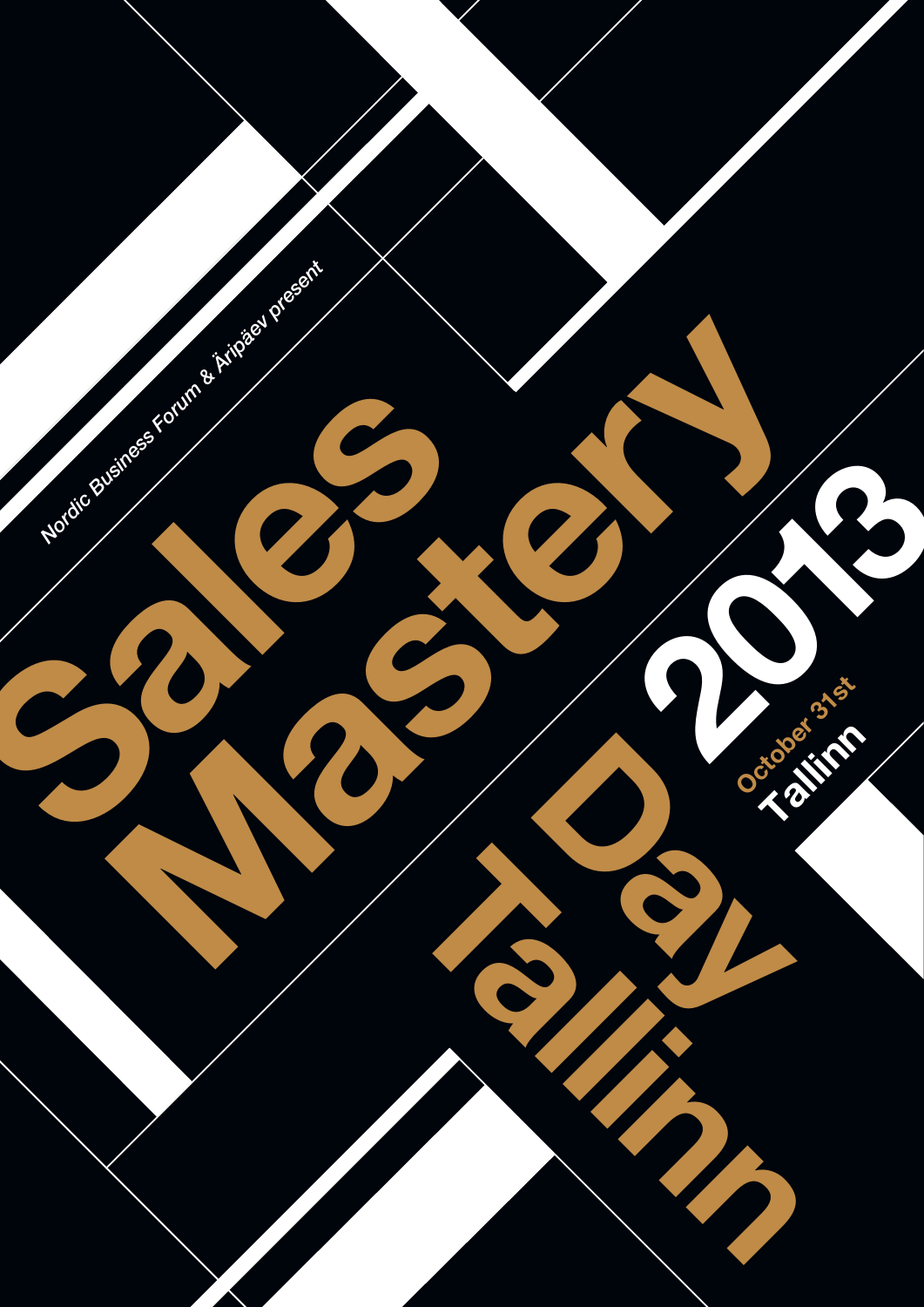*Nordic Business Forum & Äripäev present*

# Sales Mastery Day Tallinn

# 2013

**October 31st**

**Tallinn**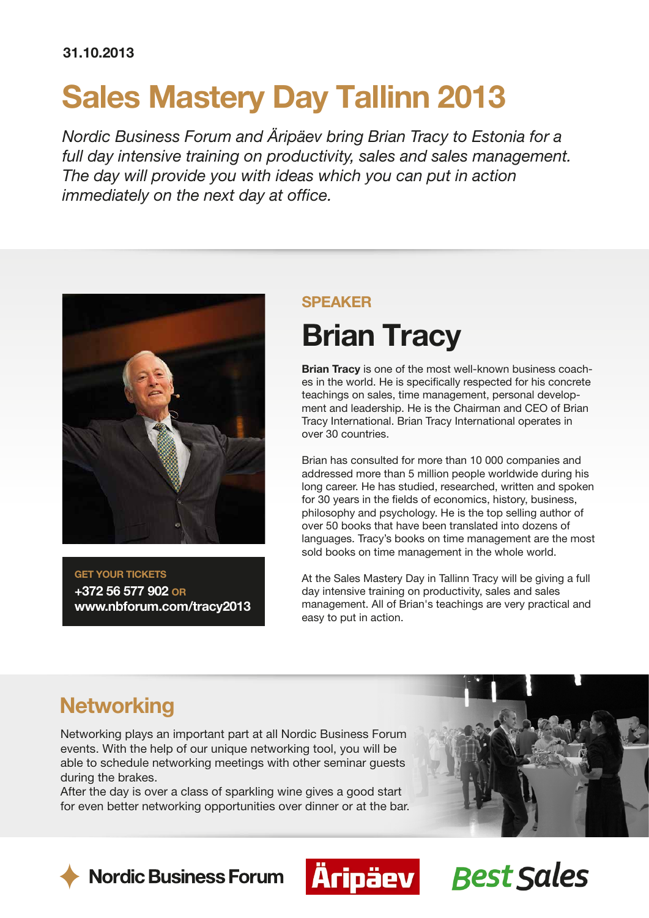**31.10.2013**

# Sales Mastery Day Tallinn 2013

*Nordic Business Forum and Äripäev bring Brian Tracy to Estonia for a full day intensive training on productivity, sales and sales management. The day will provide you with ideas which you can put in action immediately on the next day at office.*

**GET YOUR TICKETS**
**+372 56 577 902** OR
**www.nbforum.com/tracy2013**

### SPEAKER

## Brian Tracy

**Brian Tracy** is one of the most well-known business coaches in the world. He is specifically respected for his concrete teachings on sales, time management, personal development and leadership. He is the Chairman and CEO of Brian Tracy International. Brian Tracy International operates in over 30 countries.

Brian has consulted for more than 10 000 companies and addressed more than 5 million people worldwide during his long career. He has studied, researched, written and spoken for 30 years in the fields of economics, history, business, philosophy and psychology. He is the top selling author of over 50 books that have been translated into dozens of languages. Tracy's books on time management are the most sold books on time management in the whole world.

At the Sales Mastery Day in Tallinn Tracy will be giving a full day intensive training on productivity, sales and sales management. All of Brian's teachings are very practical and easy to put in action.

## Networking

Networking plays an important part at all Nordic Business Forum events. With the help of our unique networking tool, you will be able to schedule networking meetings with other seminar guests during the brakes.
After the day is over a class of sparkling wine gives a good start for even better networking opportunities over dinner or at the bar.

Nordic Business Forum | Äripäev | Best Sales